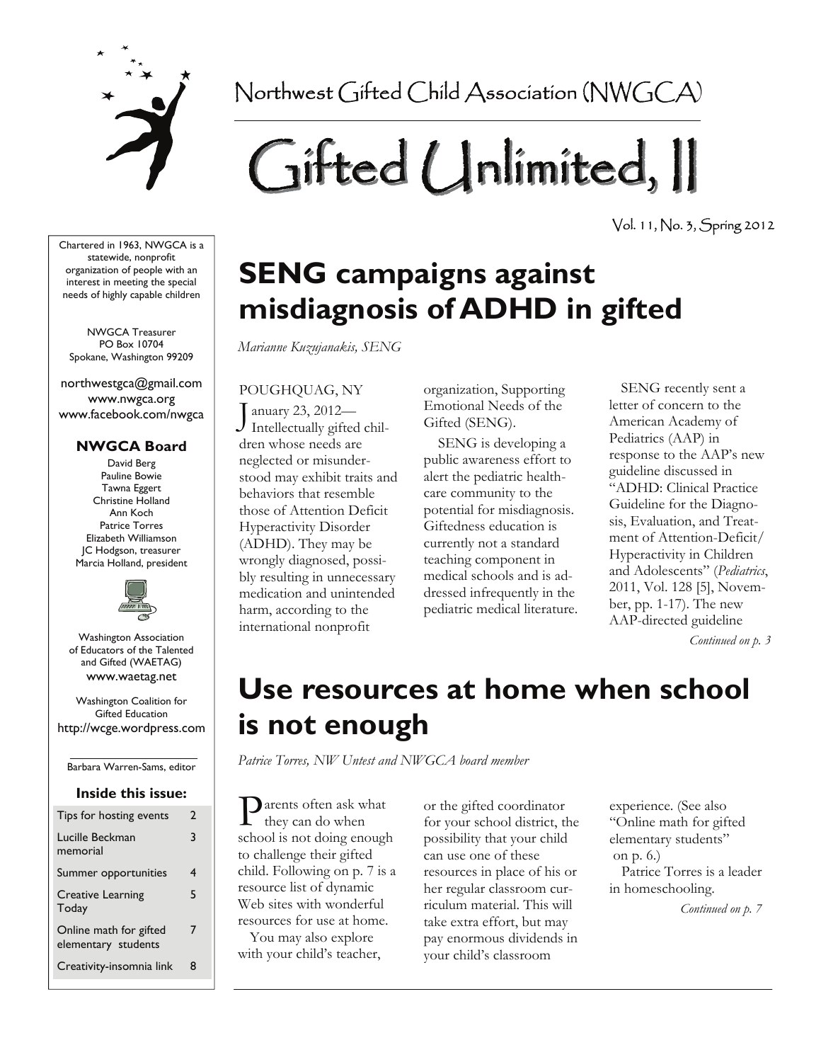Northwest Gifted Child Association (NWGCA)

# Gifted Unlimited, II

Vol. 11, No. 3, Spring 2012

Chartered in 1963, NWGCA is a statewide, nonprofit organization of people with an interest in meeting the special needs of highly capable children

NWGCA Treasurer
PO Box 10704
Spokane, Washington 99209

northwestgca@gmail.com
www.nwgca.org
www.facebook.com/nwgca

**NWGCA Board**

David Berg
Pauline Bowie
Tawna Eggert
Christine Holland
Ann Koch
Patrice Torres
Elizabeth Williamson
JC Hodgson, treasurer
Marcia Holland, president

Washington Association of Educators of the Talented and Gifted (WAETAG)
www.waetag.net

Washington Coalition for Gifted Education
http://wcge.wordpress.com

Barbara Warren-Sams, editor

**Inside this issue:**

| | |
|---|---|
| Tips for hosting events | 2 |
| Lucille Beckman memorial | 3 |
| Summer opportunities | 4 |
| Creative Learning Today | 5 |
| Online math for gifted elementary students | 7 |
| Creativity-insomnia link | 8 |

## SENG campaigns against misdiagnosis of ADHD in gifted

*Marianne Kuzujanakis, SENG*

POUGHQUAG, NY

January 23, 2012—Intellectually gifted children whose needs are neglected or misunderstood may exhibit traits and behaviors that resemble those of Attention Deficit Hyperactivity Disorder (ADHD). They may be wrongly diagnosed, possibly resulting in unnecessary medication and unintended harm, according to the international nonprofit organization, Supporting Emotional Needs of the Gifted (SENG).

SENG is developing a public awareness effort to alert the pediatric health-care community to the potential for misdiagnosis. Giftedness education is currently not a standard teaching component in medical schools and is addressed infrequently in the pediatric medical literature.

SENG recently sent a letter of concern to the American Academy of Pediatrics (AAP) in response to the AAP's new guideline discussed in "ADHD: Clinical Practice Guideline for the Diagnosis, Evaluation, and Treatment of Attention-Deficit/Hyperactivity in Children and Adolescents" (*Pediatrics*, 2011, Vol. 128 [5], November, pp. 1-17). The new AAP-directed guideline

*Continued on p. 3*

## Use resources at home when school is not enough

*Patrice Torres, NW Untest and NWGCA board member*

Parents often ask what they can do when school is not doing enough to challenge their gifted child. Following on p. 7 is a resource list of dynamic Web sites with wonderful resources for use at home.

You may also explore with your child's teacher, or the gifted coordinator for your school district, the possibility that your child can use one of these resources in place of his or her regular classroom curriculum material. This will take extra effort, but may pay enormous dividends in your child's classroom experience. (See also "Online math for gifted elementary students" on p. 6.)

Patrice Torres is a leader in homeschooling.

*Continued on p. 7*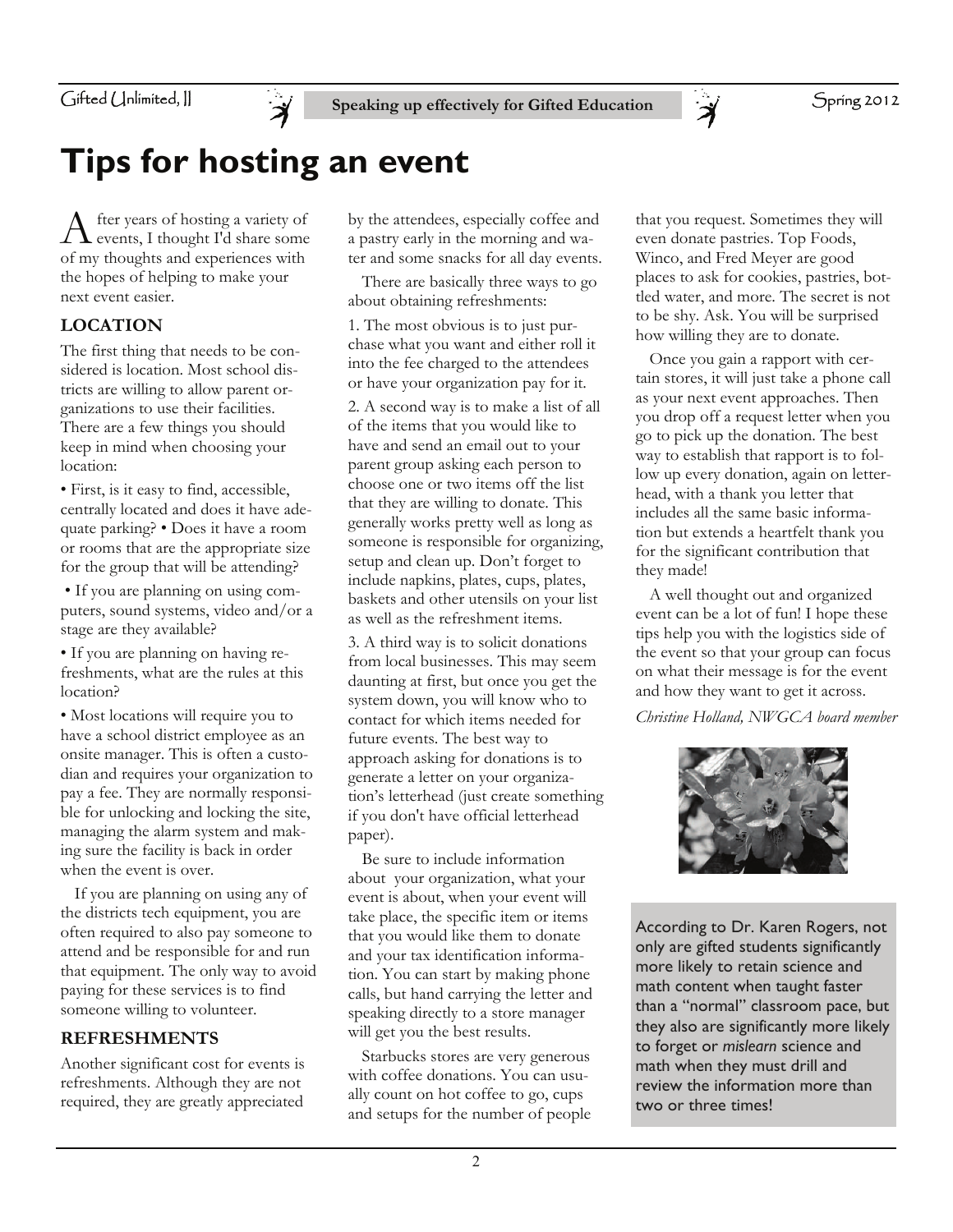# Tips for hosting an event

After years of hosting a variety of events, I thought I'd share some of my thoughts and experiences with the hopes of helping to make your next event easier.

### LOCATION

The first thing that needs to be considered is location. Most school districts are willing to allow parent organizations to use their facilities. There are a few things you should keep in mind when choosing your location:

• First, is it easy to find, accessible, centrally located and does it have adequate parking? • Does it have a room or rooms that are the appropriate size for the group that will be attending?

• If you are planning on using computers, sound systems, video and/or a stage are they available?

• If you are planning on having refreshments, what are the rules at this location?

• Most locations will require you to have a school district employee as an onsite manager. This is often a custodian and requires your organization to pay a fee. They are normally responsible for unlocking and locking the site, managing the alarm system and making sure the facility is back in order when the event is over.

If you are planning on using any of the districts tech equipment, you are often required to also pay someone to attend and be responsible for and run that equipment. The only way to avoid paying for these services is to find someone willing to volunteer.

### REFRESHMENTS

Another significant cost for events is refreshments. Although they are not required, they are greatly appreciated by the attendees, especially coffee and a pastry early in the morning and water and some snacks for all day events.

There are basically three ways to go about obtaining refreshments:

1. The most obvious is to just purchase what you want and either roll it into the fee charged to the attendees or have your organization pay for it.

2. A second way is to make a list of all of the items that you would like to have and send an email out to your parent group asking each person to choose one or two items off the list that they are willing to donate. This generally works pretty well as long as someone is responsible for organizing, setup and clean up. Don't forget to include napkins, plates, cups, plates, baskets and other utensils on your list as well as the refreshment items.

3. A third way is to solicit donations from local businesses. This may seem daunting at first, but once you get the system down, you will know who to contact for which items needed for future events. The best way to approach asking for donations is to generate a letter on your organization's letterhead (just create something if you don't have official letterhead paper).

Be sure to include information about your organization, what your event is about, when your event will take place, the specific item or items that you would like them to donate and your tax identification information. You can start by making phone calls, but hand carrying the letter and speaking directly to a store manager will get you the best results.

Starbucks stores are very generous with coffee donations. You can usually count on hot coffee to go, cups and setups for the number of people that you request. Sometimes they will even donate pastries. Top Foods, Winco, and Fred Meyer are good places to ask for cookies, pastries, bottled water, and more. The secret is not to be shy. Ask. You will be surprised how willing they are to donate.

Once you gain a rapport with certain stores, it will just take a phone call as your next event approaches. Then you drop off a request letter when you go to pick up the donation. The best way to establish that rapport is to follow up every donation, again on letterhead, with a thank you letter that includes all the same basic information but extends a heartfelt thank you for the significant contribution that they made!

A well thought out and organized event can be a lot of fun! I hope these tips help you with the logistics side of the event so that your group can focus on what their message is for the event and how they want to get it across.

*Christine Holland, NWGCA board member*

According to Dr. Karen Rogers, not only are gifted students significantly more likely to retain science and math content when taught faster than a "normal" classroom pace, but they also are significantly more likely to forget or *mislearn* science and math when they must drill and review the information more than two or three times!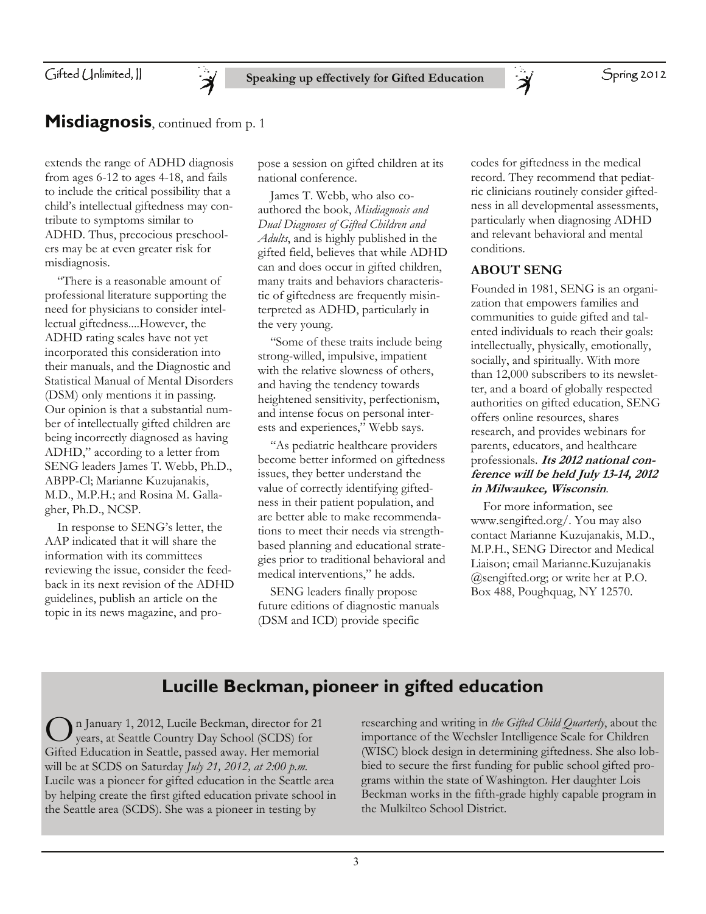## **Misdiagnosis**, continued from p. 1

extends the range of ADHD diagnosis from ages 6-12 to ages 4-18, and fails to include the critical possibility that a child's intellectual giftedness may contribute to symptoms similar to ADHD. Thus, precocious preschoolers may be at even greater risk for misdiagnosis.

"There is a reasonable amount of professional literature supporting the need for physicians to consider intellectual giftedness....However, the ADHD rating scales have not yet incorporated this consideration into their manuals, and the Diagnostic and Statistical Manual of Mental Disorders (DSM) only mentions it in passing. Our opinion is that a substantial number of intellectually gifted children are being incorrectly diagnosed as having ADHD," according to a letter from SENG leaders James T. Webb, Ph.D., ABPP-Cl; Marianne Kuzujanakis, M.D., M.P.H.; and Rosina M. Gallagher, Ph.D., NCSP.

In response to SENG's letter, the AAP indicated that it will share the information with its committees reviewing the issue, consider the feedback in its next revision of the ADHD guidelines, publish an article on the topic in its news magazine, and propose a session on gifted children at its national conference.

James T. Webb, who also co-authored the book, *Misdiagnosis and Dual Diagnoses of Gifted Children and Adults*, and is highly published in the gifted field, believes that while ADHD can and does occur in gifted children, many traits and behaviors characteristic of giftedness are frequently misinterpreted as ADHD, particularly in the very young.

"Some of these traits include being strong-willed, impulsive, impatient with the relative slowness of others, and having the tendency towards heightened sensitivity, perfectionism, and intense focus on personal interests and experiences," Webb says.

"As pediatric healthcare providers become better informed on giftedness issues, they better understand the value of correctly identifying giftedness in their patient population, and are better able to make recommendations to meet their needs via strength-based planning and educational strategies prior to traditional behavioral and medical interventions," he adds.

SENG leaders finally propose future editions of diagnostic manuals (DSM and ICD) provide specific codes for giftedness in the medical record. They recommend that pediatric clinicians routinely consider giftedness in all developmental assessments, particularly when diagnosing ADHD and relevant behavioral and mental conditions.

### ABOUT SENG

Founded in 1981, SENG is an organization that empowers families and communities to guide gifted and talented individuals to reach their goals: intellectually, physically, emotionally, socially, and spiritually. With more than 12,000 subscribers to its newsletter, and a board of globally respected authorities on gifted education, SENG offers online resources, shares research, and provides webinars for parents, educators, and healthcare professionals. ***Its 2012 national conference will be held July 13-14, 2012 in Milwaukee, Wisconsin***.

For more information, see www.sengifted.org/. You may also contact Marianne Kuzujanakis, M.D., M.P.H., SENG Director and Medical Liaison; email Marianne.Kuzujanakis@sengifted.org; or write her at P.O. Box 488, Poughquag, NY 12570.

## Lucille Beckman, pioneer in gifted education

On January 1, 2012, Lucile Beckman, director for 21 years, at Seattle Country Day School (SCDS) for Gifted Education in Seattle, passed away. Her memorial will be at SCDS on Saturday *July 21, 2012, at 2:00 p.m.* Lucile was a pioneer for gifted education in the Seattle area by helping create the first gifted education private school in the Seattle area (SCDS). She was a pioneer in testing by researching and writing in *the Gifted Child Quarterly*, about the importance of the Wechsler Intelligence Scale for Children (WISC) block design in determining giftedness. She also lobbied to secure the first funding for public school gifted programs within the state of Washington. Her daughter Lois Beckman works in the fifth-grade highly capable program in the Mulkilteo School District.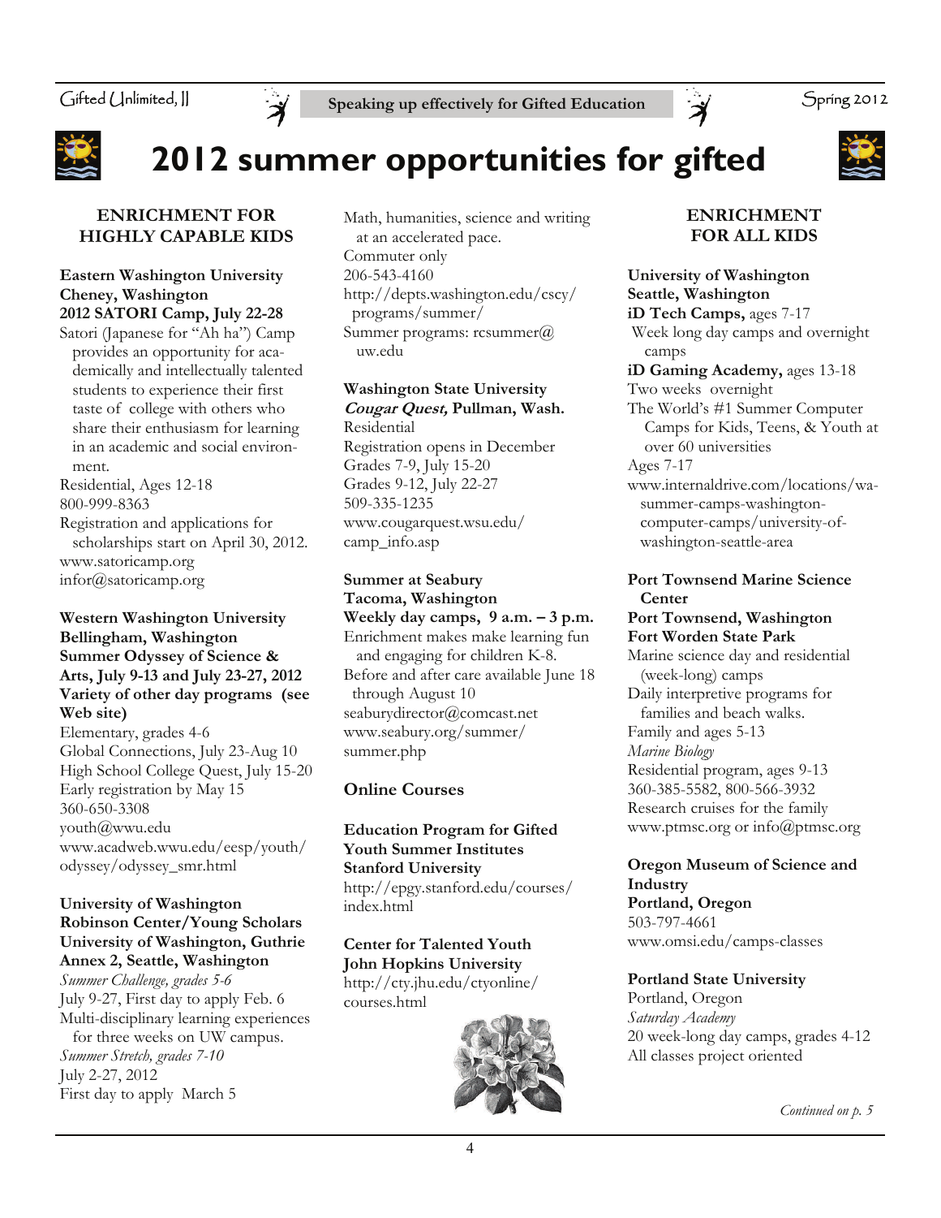# 2012 summer opportunities for gifted

## ENRICHMENT FOR HIGHLY CAPABLE KIDS

**Eastern Washington University**
**Cheney, Washington**
**2012 SATORI Camp, July 22-28**
Satori (Japanese for "Ah ha") Camp provides an opportunity for academically and intellectually talented students to experience their first taste of college with others who share their enthusiasm for learning in an academic and social environment.
Residential, Ages 12-18
800-999-8363
Registration and applications for scholarships start on April 30, 2012.
www.satoricamp.org
infor@satoricamp.org

**Western Washington University**
**Bellingham, Washington**
**Summer Odyssey of Science & Arts, July 9-13 and July 23-27, 2012**
**Variety of other day programs (see Web site)**
Elementary, grades 4-6
Global Connections, July 23-Aug 10
High School College Quest, July 15-20
Early registration by May 15
360-650-3308
youth@wwu.edu
www.acadweb.wwu.edu/eesp/youth/odyssey/odyssey_smr.html

**University of Washington**
**Robinson Center/Young Scholars**
**University of Washington, Guthrie Annex 2, Seattle, Washington**
*Summer Challenge, grades 5-6*
July 9-27, First day to apply Feb. 6
Multi-disciplinary learning experiences for three weeks on UW campus.
*Summer Stretch, grades 7-10*
July 2-27, 2012
First day to apply March 5
Math, humanities, science and writing at an accelerated pace.
Commuter only
206-543-4160
http://depts.washington.edu/cscy/programs/summer/
Summer programs: rcsummer@uw.edu

**Washington State University**
***Cougar Quest,* Pullman, Wash.**
Residential
Registration opens in December
Grades 7-9, July 15-20
Grades 9-12, July 22-27
509-335-1235
www.cougarquest.wsu.edu/camp_info.asp

**Summer at Seabury**
**Tacoma, Washington**
**Weekly day camps, 9 a.m. – 3 p.m.**
Enrichment makes make learning fun and engaging for children K-8.
Before and after care available June 18 through August 10
seaburydirector@comcast.net
www.seabury.org/summer/summer.php

### Online Courses

**Education Program for Gifted Youth Summer Institutes**
**Stanford University**
http://epgy.stanford.edu/courses/index.html

**Center for Talented Youth**
**John Hopkins University**
http://cty.jhu.edu/ctyonline/courses.html

## ENRICHMENT FOR ALL KIDS

**University of Washington**
**Seattle, Washington**
**iD Tech Camps,** ages 7-17
Week long day camps and overnight camps
**iD Gaming Academy,** ages 13-18
Two weeks overnight
The World's #1 Summer Computer Camps for Kids, Teens, & Youth at over 60 universities
Ages 7-17
www.internaldrive.com/locations/wa-summer-camps-washington-computer-camps/university-of-washington-seattle-area

**Port Townsend Marine Science Center**
**Port Townsend, Washington**
**Fort Worden State Park**
Marine science day and residential (week-long) camps
Daily interpretive programs for families and beach walks.
Family and ages 5-13
*Marine Biology*
Residential program, ages 9-13
360-385-5582, 800-566-3932
Research cruises for the family
www.ptmsc.org or info@ptmsc.org

**Oregon Museum of Science and Industry**
**Portland, Oregon**
503-797-4661
www.omsi.edu/camps-classes

**Portland State University**
Portland, Oregon
*Saturday Academy*
20 week-long day camps, grades 4-12
All classes project oriented

*Continued on p. 5*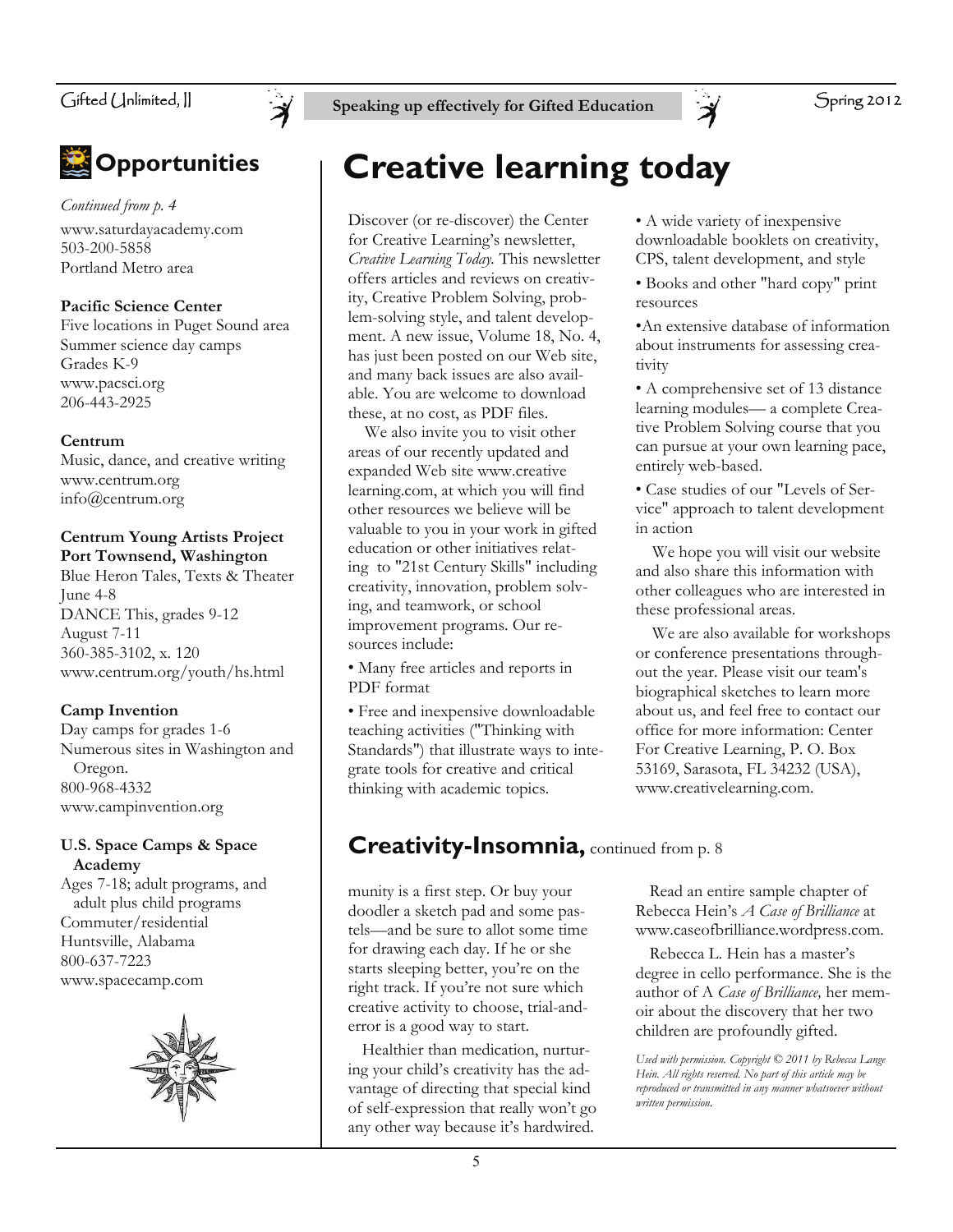## Opportunities

*Continued from p. 4*

www.saturdayacademy.com
503-200-5858
Portland Metro area

**Pacific Science Center**
Five locations in Puget Sound area
Summer science day camps
Grades K-9
www.pacsci.org
206-443-2925

**Centrum**
Music, dance, and creative writing
www.centrum.org
info@centrum.org

**Centrum Young Artists Project**
**Port Townsend, Washington**
Blue Heron Tales, Texts & Theater
June 4-8
DANCE This, grades 9-12
August 7-11
360-385-3102, x. 120
www.centrum.org/youth/hs.html

**Camp Invention**
Day camps for grades 1-6
Numerous sites in Washington and Oregon.
800-968-4332
www.campinvention.org

**U.S. Space Camps & Space Academy**
Ages 7-18; adult programs, and adult plus child programs
Commuter/residential
Huntsville, Alabama
800-637-7223
www.spacecamp.com

# Creative learning today

Discover (or re-discover) the Center for Creative Learning's newsletter, *Creative Learning Today.* This newsletter offers articles and reviews on creativity, Creative Problem Solving, problem-solving style, and talent development. A new issue, Volume 18, No. 4, has just been posted on our Web site, and many back issues are also available. You are welcome to download these, at no cost, as PDF files.

We also invite you to visit other areas of our recently updated and expanded Web site www.creativelearning.com, at which you will find other resources we believe will be valuable to you in your work in gifted education or other initiatives relating to "21st Century Skills" including creativity, innovation, problem solving, and teamwork, or school improvement programs. Our resources include:

- Many free articles and reports in PDF format
- Free and inexpensive downloadable teaching activities ("Thinking with Standards") that illustrate ways to integrate tools for creative and critical thinking with academic topics.
- A wide variety of inexpensive downloadable booklets on creativity, CPS, talent development, and style
- Books and other "hard copy" print resources
- An extensive database of information about instruments for assessing creativity
- A comprehensive set of 13 distance learning modules— a complete Creative Problem Solving course that you can pursue at your own learning pace, entirely web-based.
- Case studies of our "Levels of Service" approach to talent development in action

We hope you will visit our website and also share this information with other colleagues who are interested in these professional areas.

We are also available for workshops or conference presentations throughout the year. Please visit our team's biographical sketches to learn more about us, and feel free to contact our office for more information: Center For Creative Learning, P. O. Box 53169, Sarasota, FL 34232 (USA), www.creativelearning.com.

## Creativity-Insomnia, continued from p. 8

munity is a first step. Or buy your doodler a sketch pad and some pastels—and be sure to allot some time for drawing each day. If he or she starts sleeping better, you're on the right track. If you're not sure which creative activity to choose, trial-and-error is a good way to start.

Healthier than medication, nurturing your child's creativity has the advantage of directing that special kind of self-expression that really won't go any other way because it's hardwired.

Read an entire sample chapter of Rebecca Hein's *A Case of Brilliance* at www.caseofbrilliance.wordpress.com.

Rebecca L. Hein has a master's degree in cello performance. She is the author of A *Case of Brilliance,* her memoir about the discovery that her two children are profoundly gifted.

*Used with permission. Copyright © 2011 by Rebecca Lange Hein. All rights reserved. No part of this article may be reproduced or transmitted in any manner whatsoever without written permission.*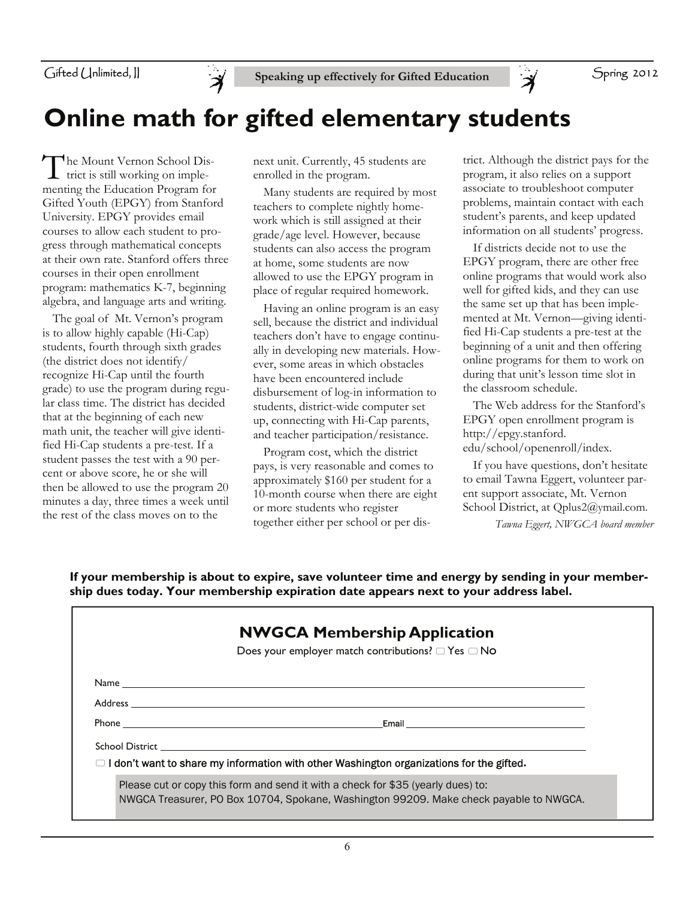# Online math for gifted elementary students

The Mount Vernon School District is still working on implementing the Education Program for Gifted Youth (EPGY) from Stanford University. EPGY provides email courses to allow each student to progress through mathematical concepts at their own rate. Stanford offers three courses in their open enrollment program: mathematics K-7, beginning algebra, and language arts and writing.

The goal of Mt. Vernon's program is to allow highly capable (Hi-Cap) students, fourth through sixth grades (the district does not identify/ recognize Hi-Cap until the fourth grade) to use the program during regular class time. The district has decided that at the beginning of each new math unit, the teacher will give identified Hi-Cap students a pre-test. If a student passes the test with a 90 percent or above score, he or she will then be allowed to use the program 20 minutes a day, three times a week until the rest of the class moves on to the next unit. Currently, 45 students are enrolled in the program.

Many students are required by most teachers to complete nightly homework which is still assigned at their grade/age level. However, because students can also access the program at home, some students are now allowed to use the EPGY program in place of regular required homework.

Having an online program is an easy sell, because the district and individual teachers don't have to engage continually in developing new materials. However, some areas in which obstacles have been encountered include disbursement of log-in information to students, district-wide computer set up, connecting with Hi-Cap parents, and teacher participation/resistance.

Program cost, which the district pays, is very reasonable and comes to approximately $160 per student for a 10-month course when there are eight or more students who register together either per school or per district. Although the district pays for the program, it also relies on a support associate to troubleshoot computer problems, maintain contact with each student's parents, and keep updated information on all students' progress.

If districts decide not to use the EPGY program, there are other free online programs that would work also well for gifted kids, and they can use the same set up that has been implemented at Mt. Vernon—giving identified Hi-Cap students a pre-test at the beginning of a unit and then offering online programs for them to work on during that unit's lesson time slot in the classroom schedule.

The Web address for the Stanford's EPGY open enrollment program is http://epgy.stanford.edu/school/openenroll/index.

If you have questions, don't hesitate to email Tawna Eggert, volunteer parent support associate, Mt. Vernon School District, at Qplus2@ymail.com.

*Tawna Eggert, NWGCA board member*

**If your membership is about to expire, save volunteer time and energy by sending in your membership dues today. Your membership expiration date appears next to your address label.**

## NWGCA Membership Application

Does your employer match contributions? ☐ Yes ☐ No

Name ______________________________

Address ______________________________

Phone ______________________________ Email ______________________________

School District ______________________________

☐ **I don't want to share my information with other Washington organizations for the gifted.**

Please cut or copy this form and send it with a check for $35 (yearly dues) to:
NWGCA Treasurer, PO Box 10704, Spokane, Washington 99209. Make check payable to NWGCA.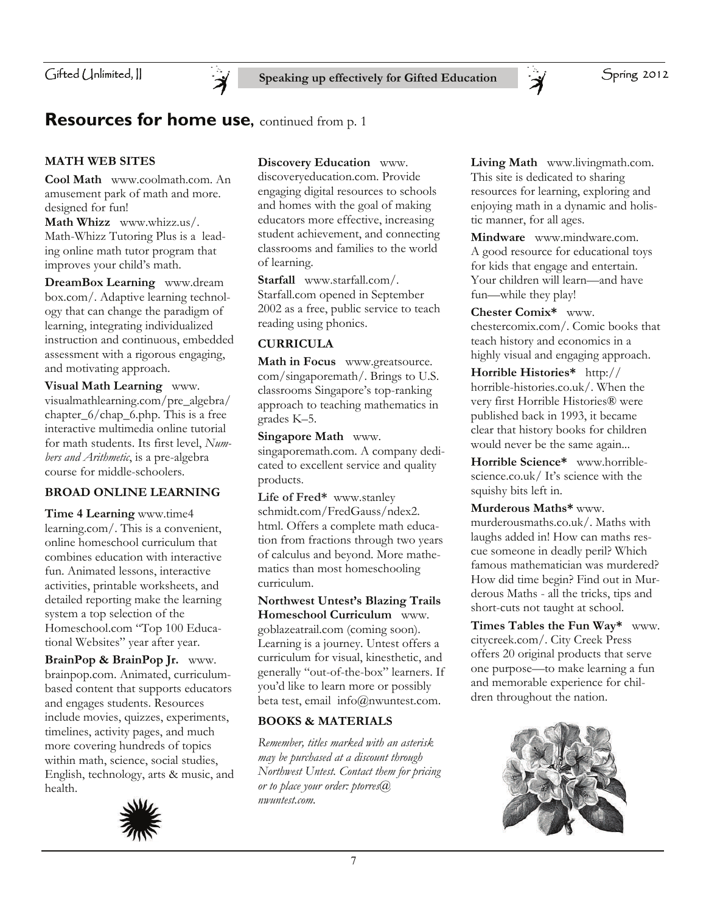## Resources for home use, continued from p. 1

### MATH WEB SITES

**Cool Math** www.coolmath.com. An amusement park of math and more. designed for fun!

**Math Whizz** www.whizz.us/. Math-Whizz Tutoring Plus is a leading online math tutor program that improves your child's math.

**DreamBox Learning** www.dreambox.com/. Adaptive learning technology that can change the paradigm of learning, integrating individualized instruction and continuous, embedded assessment with a rigorous engaging, and motivating approach.

**Visual Math Learning** www.visualmathlearning.com/pre_algebra/chapter_6/chap_6.php. This is a free interactive multimedia online tutorial for math students. Its first level, *Numbers and Arithmetic*, is a pre-algebra course for middle-schoolers.

### BROAD ONLINE LEARNING

**Time 4 Learning** www.time4learning.com/. This is a convenient, online homeschool curriculum that combines education with interactive fun. Animated lessons, interactive activities, printable worksheets, and detailed reporting make the learning system a top selection of the Homeschool.com "Top 100 Educational Websites" year after year.

**BrainPop & BrainPop Jr.** www.brainpop.com. Animated, curriculum-based content that supports educators and engages students. Resources include movies, quizzes, experiments, timelines, activity pages, and much more covering hundreds of topics within math, science, social studies, English, technology, arts & music, and health.

**Discovery Education** www.discoveryeducation.com. Provide engaging digital resources to schools and homes with the goal of making educators more effective, increasing student achievement, and connecting classrooms and families to the world of learning.

**Starfall** www.starfall.com/. Starfall.com opened in September 2002 as a free, public service to teach reading using phonics.

### CURRICULA

**Math in Focus** www.greatsource.com/singaporemath/. Brings to U.S. classrooms Singapore's top-ranking approach to teaching mathematics in grades K–5.

**Singapore Math** www.singaporemath.com. A company dedicated to excellent service and quality products.

**Life of Fred*** www.stanleyschmidt.com/FredGauss/ndex2.html. Offers a complete math education from fractions through two years of calculus and beyond. More mathematics than most homeschooling curriculum.

**Northwest Untest's Blazing Trails Homeschool Curriculum** www.goblazeatrail.com (coming soon). Learning is a journey. Untest offers a curriculum for visual, kinesthetic, and generally "out-of-the-box" learners. If you'd like to learn more or possibly beta test, email info@nwuntest.com.

### BOOKS & MATERIALS

*Remember, titles marked with an asterisk may be purchased at a discount through Northwest Untest. Contact them for pricing or to place your order: ptorres@nwuntest.com.*

**Living Math** www.livingmath.com. This site is dedicated to sharing resources for learning, exploring and enjoying math in a dynamic and holistic manner, for all ages.

**Mindware** www.mindware.com. A good resource for educational toys for kids that engage and entertain. Your children will learn—and have fun—while they play!

**Chester Comix*** www.chestercomix.com/. Comic books that teach history and economics in a highly visual and engaging approach.

**Horrible Histories*** http://horrible-histories.co.uk/. When the very first Horrible Histories® were published back in 1993, it became clear that history books for children would never be the same again...

**Horrible Science*** www.horrible-science.co.uk/ It's science with the squishy bits left in.

**Murderous Maths*** www.murderousmaths.co.uk/. Maths with laughs added in! How can maths rescue someone in deadly peril? Which famous mathematician was murdered? How did time begin? Find out in Murderous Maths - all the tricks, tips and short-cuts not taught at school.

**Times Tables the Fun Way*** www.citycreek.com/. City Creek Press offers 20 original products that serve one purpose—to make learning a fun and memorable experience for children throughout the nation.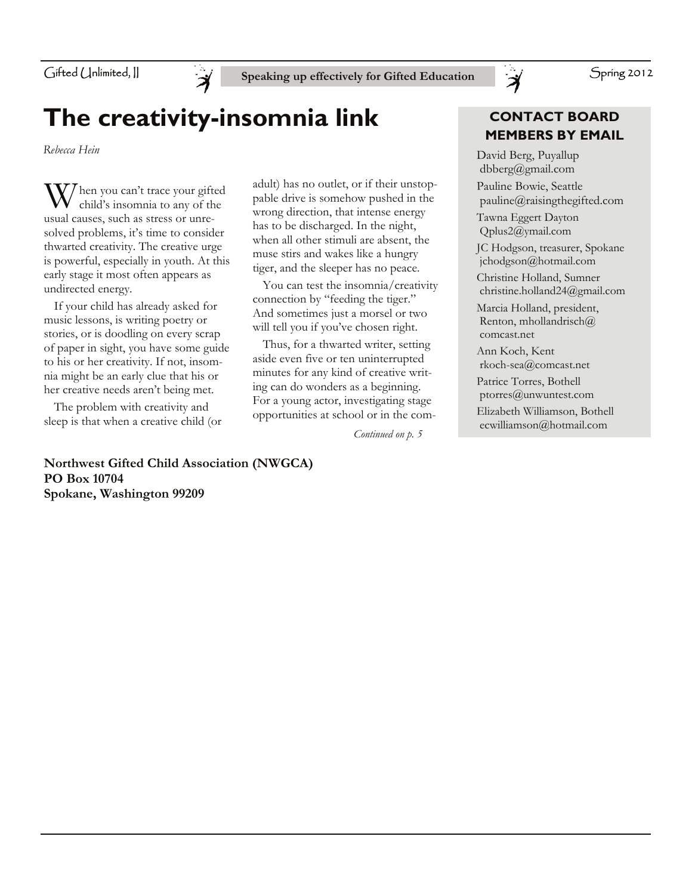# The creativity-insomnia link

*Rebecca Hein*

When you can't trace your gifted child's insomnia to any of the usual causes, such as stress or unresolved problems, it's time to consider thwarted creativity. The creative urge is powerful, especially in youth. At this early stage it most often appears as undirected energy.

If your child has already asked for music lessons, is writing poetry or stories, or is doodling on every scrap of paper in sight, you have some guide to his or her creativity. If not, insomnia might be an early clue that his or her creative needs aren't being met.

The problem with creativity and sleep is that when a creative child (or adult) has no outlet, or if their unstoppable drive is somehow pushed in the wrong direction, that intense energy has to be discharged. In the night, when all other stimuli are absent, the muse stirs and wakes like a hungry tiger, and the sleeper has no peace.

You can test the insomnia/creativity connection by "feeding the tiger." And sometimes just a morsel or two will tell you if you've chosen right.

Thus, for a thwarted writer, setting aside even five or ten uninterrupted minutes for any kind of creative writing can do wonders as a beginning. For a young actor, investigating stage opportunities at school or in the com-

*Continued on p. 5*

## CONTACT BOARD MEMBERS BY EMAIL

David Berg, Puyallup
dbberg@gmail.com

Pauline Bowie, Seattle
pauline@raisingthegifted.com

Tawna Eggert Dayton
Qplus2@ymail.com

JC Hodgson, treasurer, Spokane
jchodgson@hotmail.com

Christine Holland, Sumner
christine.holland24@gmail.com

Marcia Holland, president, Renton, mhollandrisch@comcast.net

Ann Koch, Kent
rkoch-sea@comcast.net

Patrice Torres, Bothell
ptorres@unwuntest.com

Elizabeth Williamson, Bothell
ecwilliamson@hotmail.com

**Northwest Gifted Child Association (NWGCA)**
**PO Box 10704**
**Spokane, Washington 99209**